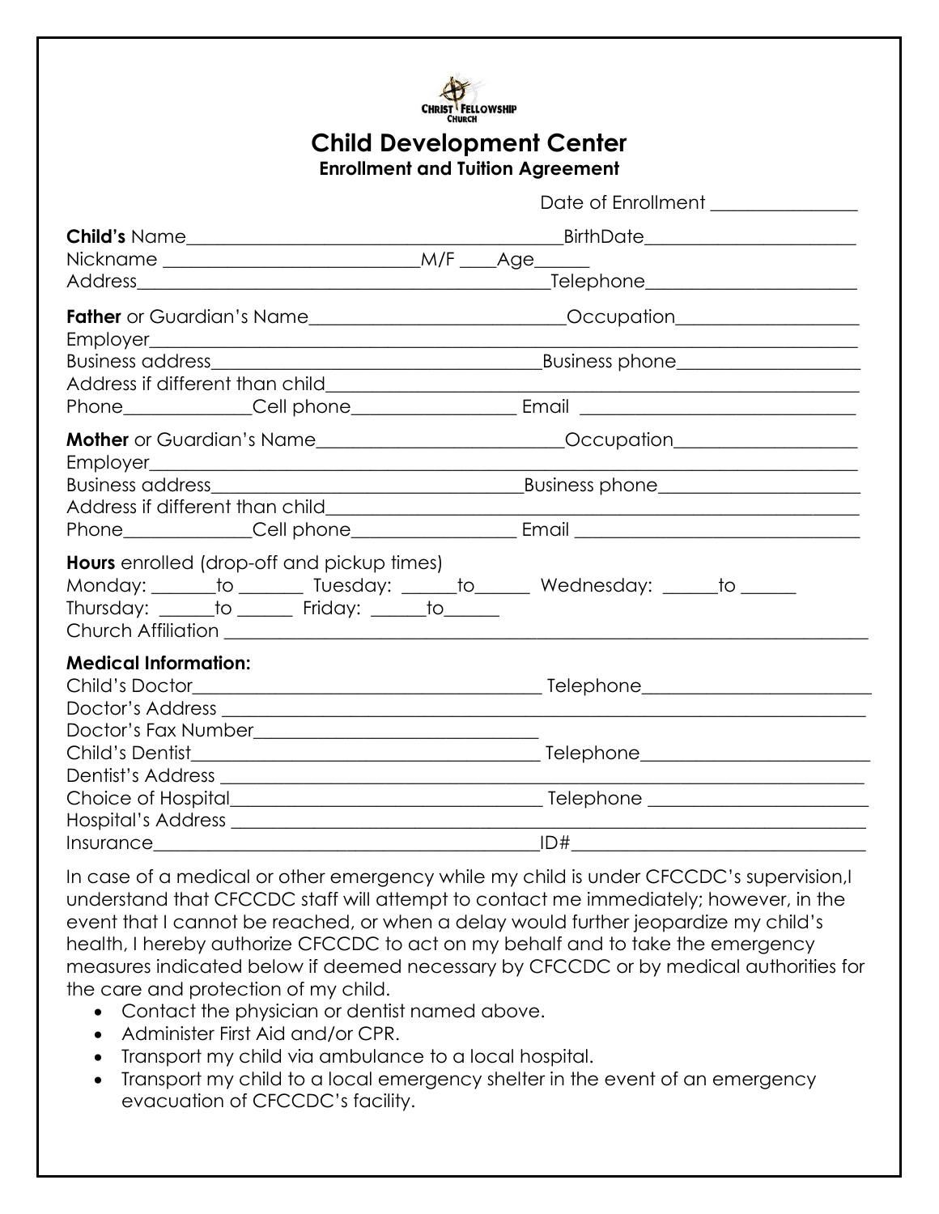CHRIST FELLOWSHIP CHURCH

# Child Development Center

## Enrollment and Tuition Agreement

Date of Enrollment _______________

**Child's** Name________________________________________BirthDate______________________
Nickname ___________________________M/F ____Age______
Address_____________________________________________Telephone______________________

**Father** or Guardian's Name___________________________Occupation___________________
Employer_______________________________________________________________________________
Business address_____________________________________Business phone___________________
Address if different than child________________________________________________________
Phone_____________Cell phone________________ Email ____________________________

**Mother** or Guardian's Name_________________________Occupation___________________
Employer_______________________________________________________________________________
Business address__________________________________Business phone_____________________
Address if different than child________________________________________________________
Phone_____________Cell phone________________ Email _____________________________

**Hours** enrolled (drop-off and pickup times)
Monday: _______to _______ Tuesday: ______to______ Wednesday: ______to ______
Thursday: ______to ______ Friday: ______to______
Church Affiliation _____________________________________________________________________

**Medical Information:**
Child's Doctor______________________________________ Telephone________________________
Doctor's Address _____________________________________________________________________
Doctor's Fax Number______________________________
Child's Dentist______________________________________ Telephone________________________
Dentist's Address _____________________________________________________________________
Choice of Hospital__________________________________ Telephone _______________________
Hospital's Address ____________________________________________________________________
Insurance_________________________________________ID#______________________________

In case of a medical or other emergency while my child is under CFCCDC's supervision,I understand that CFCCDC staff will attempt to contact me immediately; however, in the event that I cannot be reached, or when a delay would further jeopardize my child's health, I hereby authorize CFCCDC to act on my behalf and to take the emergency measures indicated below if deemed necessary by CFCCDC or by medical authorities for the care and protection of my child.

- Contact the physician or dentist named above.
- Administer First Aid and/or CPR.
- Transport my child via ambulance to a local hospital.
- Transport my child to a local emergency shelter in the event of an emergency evacuation of CFCCDC's facility.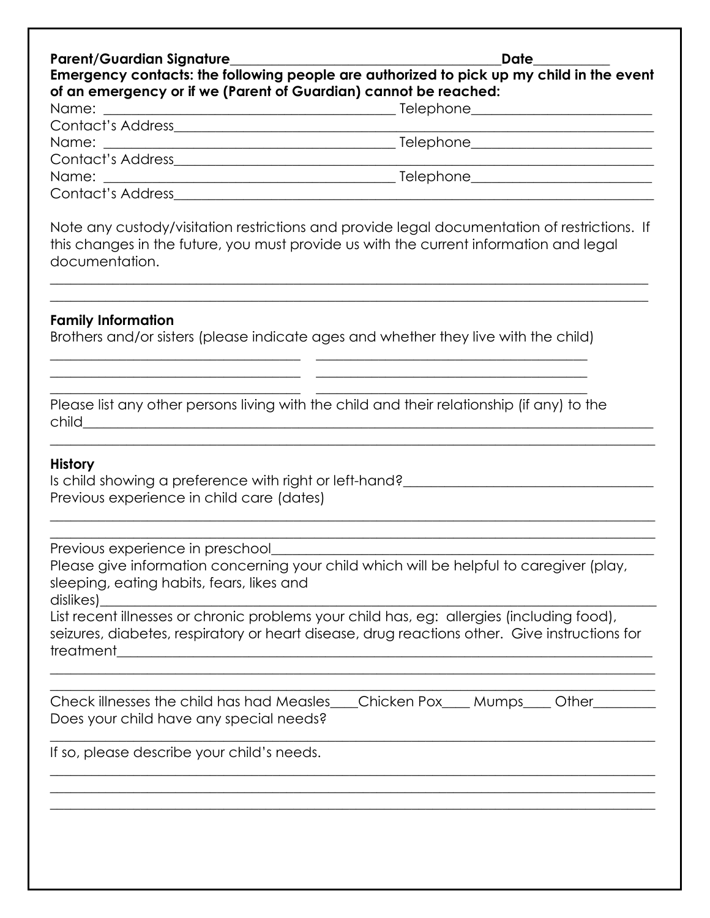**Parent/Guardian Signature**_______________________________________**Date**__________

**Emergency contacts: the following people are authorized to pick up my child in the event of an emergency or if we (Parent of Guardian) cannot be reached:**

Name: __________________________________________ Telephone________________________

Contact's Address___________________________________________________________________

Name: __________________________________________ Telephone________________________

Contact's Address___________________________________________________________________

Name: __________________________________________ Telephone________________________

Contact's Address___________________________________________________________________

Note any custody/visitation restrictions and provide legal documentation of restrictions. If this changes in the future, you must provide us with the current information and legal documentation.

_______________________________________________________________________________________

_______________________________________________________________________________________

**Family Information**

Brothers and/or sisters (please indicate ages and whether they live with the child)

___________________________________ ________________________________________

___________________________________ ________________________________________

___________________________________ ________________________________________

Please list any other persons living with the child and their relationship (if any) to the child___________________________________________________________________________________

_______________________________________________________________________________________

**History**

Is child showing a preference with right or left-hand?_____________________________________

Previous experience in child care (dates)

_______________________________________________________________________________________

_______________________________________________________________________________________

Previous experience in preschool_________________________________________________________

Please give information concerning your child which will be helpful to caregiver (play, sleeping, eating habits, fears, likes and dislikes)_____________________________________________________________________________

List recent illnesses or chronic problems your child has, eg: allergies (including food), seizures, diabetes, respiratory or heart disease, drug reactions other. Give instructions for treatment_______________________________________________________________________________

_______________________________________________________________________________________

_______________________________________________________________________________________

Check illnesses the child has had Measles____Chicken Pox____ Mumps____ Other________

Does your child have any special needs?

_______________________________________________________________________________________

If so, please describe your child's needs.

_______________________________________________________________________________________

_______________________________________________________________________________________

_______________________________________________________________________________________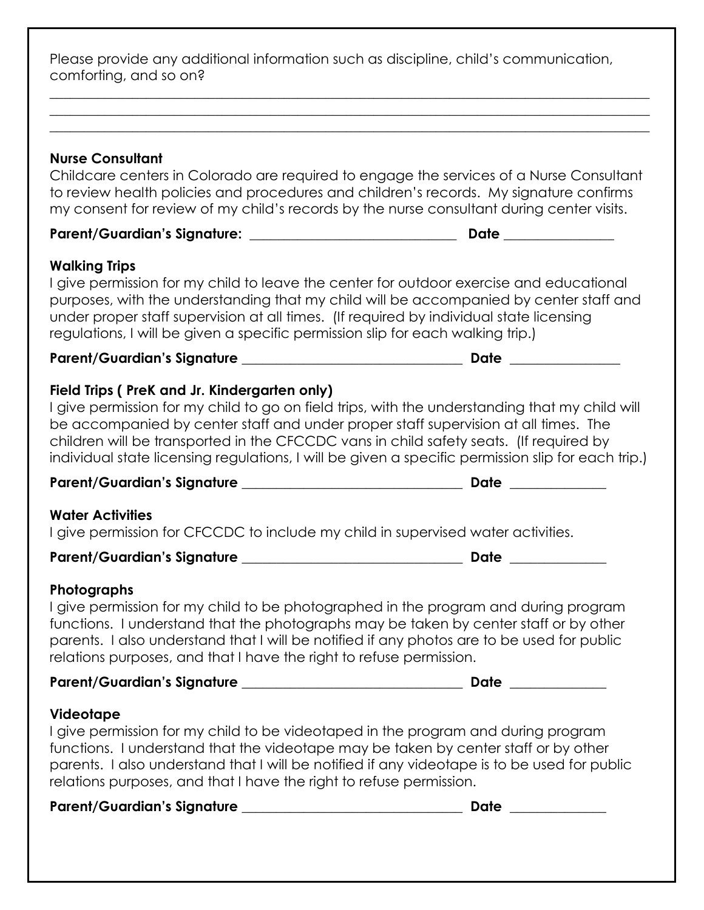Please provide any additional information such as discipline, child's communication, comforting, and so on?

\_\_\_\_\_\_\_\_\_\_\_\_\_\_\_\_\_\_\_\_\_\_\_\_\_\_\_\_\_\_\_\_\_\_\_\_\_\_\_\_\_\_\_\_\_\_\_\_\_\_\_\_\_\_\_\_\_\_\_\_\_\_\_\_\_\_\_\_\_\_\_\_\_\_\_\_

\_\_\_\_\_\_\_\_\_\_\_\_\_\_\_\_\_\_\_\_\_\_\_\_\_\_\_\_\_\_\_\_\_\_\_\_\_\_\_\_\_\_\_\_\_\_\_\_\_\_\_\_\_\_\_\_\_\_\_\_\_\_\_\_\_\_\_\_\_\_\_\_\_\_\_\_

\_\_\_\_\_\_\_\_\_\_\_\_\_\_\_\_\_\_\_\_\_\_\_\_\_\_\_\_\_\_\_\_\_\_\_\_\_\_\_\_\_\_\_\_\_\_\_\_\_\_\_\_\_\_\_\_\_\_\_\_\_\_\_\_\_\_\_\_\_\_\_\_\_\_\_\_

**Nurse Consultant**

Childcare centers in Colorado are required to engage the services of a Nurse Consultant to review health policies and procedures and children's records. My signature confirms my consent for review of my child's records by the nurse consultant during center visits.

**Parent/Guardian's Signature:** \_\_\_\_\_\_\_\_\_\_\_\_\_\_\_\_\_\_\_\_\_\_\_\_\_\_\_\_ **Date** \_\_\_\_\_\_\_\_\_\_\_\_\_\_

**Walking Trips**

I give permission for my child to leave the center for outdoor exercise and educational purposes, with the understanding that my child will be accompanied by center staff and under proper staff supervision at all times. (If required by individual state licensing regulations, I will be given a specific permission slip for each walking trip.)

**Parent/Guardian's Signature** \_\_\_\_\_\_\_\_\_\_\_\_\_\_\_\_\_\_\_\_\_\_\_\_\_\_\_\_ **Date** \_\_\_\_\_\_\_\_\_\_\_\_\_\_

**Field Trips ( PreK and Jr. Kindergarten only)**

I give permission for my child to go on field trips, with the understanding that my child will be accompanied by center staff and under proper staff supervision at all times. The children will be transported in the CFCCDC vans in child safety seats. (If required by individual state licensing regulations, I will be given a specific permission slip for each trip.)

**Parent/Guardian's Signature** \_\_\_\_\_\_\_\_\_\_\_\_\_\_\_\_\_\_\_\_\_\_\_\_\_\_\_\_ **Date** \_\_\_\_\_\_\_\_\_\_\_\_

**Water Activities**

I give permission for CFCCDC to include my child in supervised water activities.

**Parent/Guardian's Signature** \_\_\_\_\_\_\_\_\_\_\_\_\_\_\_\_\_\_\_\_\_\_\_\_\_\_\_\_ **Date** \_\_\_\_\_\_\_\_\_\_\_\_

**Photographs**

I give permission for my child to be photographed in the program and during program functions. I understand that the photographs may be taken by center staff or by other parents. I also understand that I will be notified if any photos are to be used for public relations purposes, and that I have the right to refuse permission.

**Parent/Guardian's Signature** \_\_\_\_\_\_\_\_\_\_\_\_\_\_\_\_\_\_\_\_\_\_\_\_\_\_\_\_ **Date** \_\_\_\_\_\_\_\_\_\_\_\_

**Videotape**

I give permission for my child to be videotaped in the program and during program functions. I understand that the videotape may be taken by center staff or by other parents. I also understand that I will be notified if any videotape is to be used for public relations purposes, and that I have the right to refuse permission.

**Parent/Guardian's Signature** \_\_\_\_\_\_\_\_\_\_\_\_\_\_\_\_\_\_\_\_\_\_\_\_\_\_\_\_ **Date** \_\_\_\_\_\_\_\_\_\_\_\_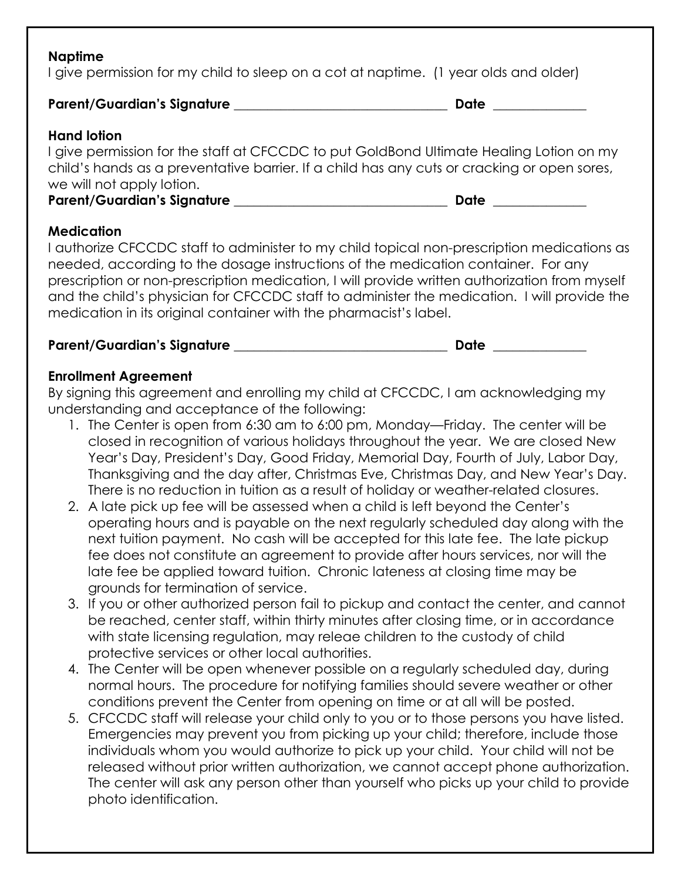**Naptime**

I give permission for my child to sleep on a cot at naptime. (1 year olds and older)

**Parent/Guardian's Signature** ________________________________ **Date** ______________

**Hand lotion**

I give permission for the staff at CFCCDC to put GoldBond Ultimate Healing Lotion on my child's hands as a preventative barrier. If a child has any cuts or cracking or open sores, we will not apply lotion.

**Parent/Guardian's Signature** ________________________________ **Date** ______________

**Medication**

I authorize CFCCDC staff to administer to my child topical non-prescription medications as needed, according to the dosage instructions of the medication container. For any prescription or non-prescription medication, I will provide written authorization from myself and the child's physician for CFCCDC staff to administer the medication. I will provide the medication in its original container with the pharmacist's label.

**Parent/Guardian's Signature** ________________________________ **Date** ______________

**Enrollment Agreement**

By signing this agreement and enrolling my child at CFCCDC, I am acknowledging my understanding and acceptance of the following:

1. The Center is open from 6:30 am to 6:00 pm, Monday—Friday. The center will be closed in recognition of various holidays throughout the year. We are closed New Year's Day, President's Day, Good Friday, Memorial Day, Fourth of July, Labor Day, Thanksgiving and the day after, Christmas Eve, Christmas Day, and New Year's Day. There is no reduction in tuition as a result of holiday or weather-related closures.
2. A late pick up fee will be assessed when a child is left beyond the Center's operating hours and is payable on the next regularly scheduled day along with the next tuition payment. No cash will be accepted for this late fee. The late pickup fee does not constitute an agreement to provide after hours services, nor will the late fee be applied toward tuition. Chronic lateness at closing time may be grounds for termination of service.
3. If you or other authorized person fail to pickup and contact the center, and cannot be reached, center staff, within thirty minutes after closing time, or in accordance with state licensing regulation, may releae children to the custody of child protective services or other local authorities.
4. The Center will be open whenever possible on a regularly scheduled day, during normal hours. The procedure for notifying families should severe weather or other conditions prevent the Center from opening on time or at all will be posted.
5. CFCCDC staff will release your child only to you or to those persons you have listed. Emergencies may prevent you from picking up your child; therefore, include those individuals whom you would authorize to pick up your child. Your child will not be released without prior written authorization, we cannot accept phone authorization. The center will ask any person other than yourself who picks up your child to provide photo identification.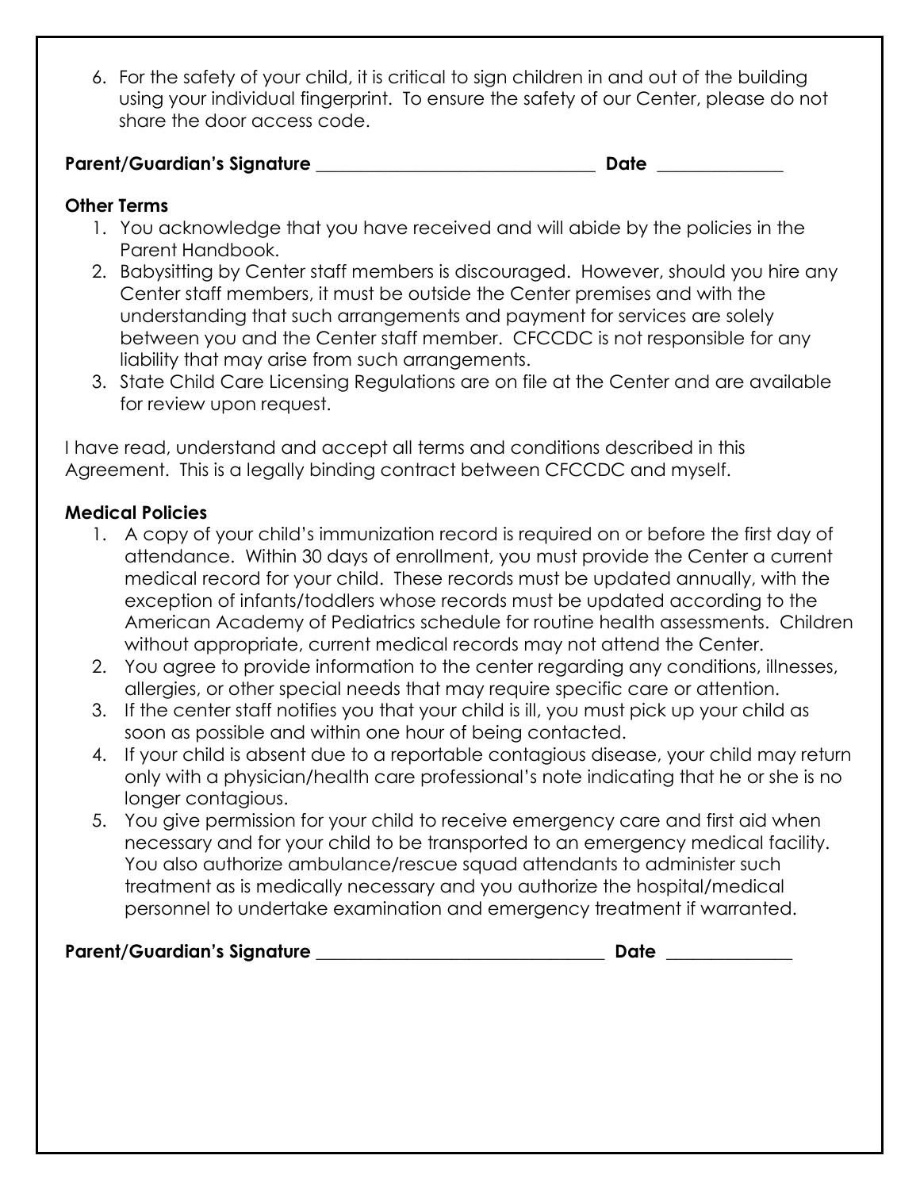6. For the safety of your child, it is critical to sign children in and out of the building using your individual fingerprint. To ensure the safety of our Center, please do not share the door access code.

**Parent/Guardian's Signature** ______________________________ **Date** ____________

**Other Terms**

1. You acknowledge that you have received and will abide by the policies in the Parent Handbook.
2. Babysitting by Center staff members is discouraged. However, should you hire any Center staff members, it must be outside the Center premises and with the understanding that such arrangements and payment for services are solely between you and the Center staff member. CFCCDC is not responsible for any liability that may arise from such arrangements.
3. State Child Care Licensing Regulations are on file at the Center and are available for review upon request.

I have read, understand and accept all terms and conditions described in this Agreement. This is a legally binding contract between CFCCDC and myself.

**Medical Policies**

1. A copy of your child's immunization record is required on or before the first day of attendance. Within 30 days of enrollment, you must provide the Center a current medical record for your child. These records must be updated annually, with the exception of infants/toddlers whose records must be updated according to the American Academy of Pediatrics schedule for routine health assessments. Children without appropriate, current medical records may not attend the Center.
2. You agree to provide information to the center regarding any conditions, illnesses, allergies, or other special needs that may require specific care or attention.
3. If the center staff notifies you that your child is ill, you must pick up your child as soon as possible and within one hour of being contacted.
4. If your child is absent due to a reportable contagious disease, your child may return only with a physician/health care professional's note indicating that he or she is no longer contagious.
5. You give permission for your child to receive emergency care and first aid when necessary and for your child to be transported to an emergency medical facility. You also authorize ambulance/rescue squad attendants to administer such treatment as is medically necessary and you authorize the hospital/medical personnel to undertake examination and emergency treatment if warranted.

**Parent/Guardian's Signature** ______________________________ **Date** ____________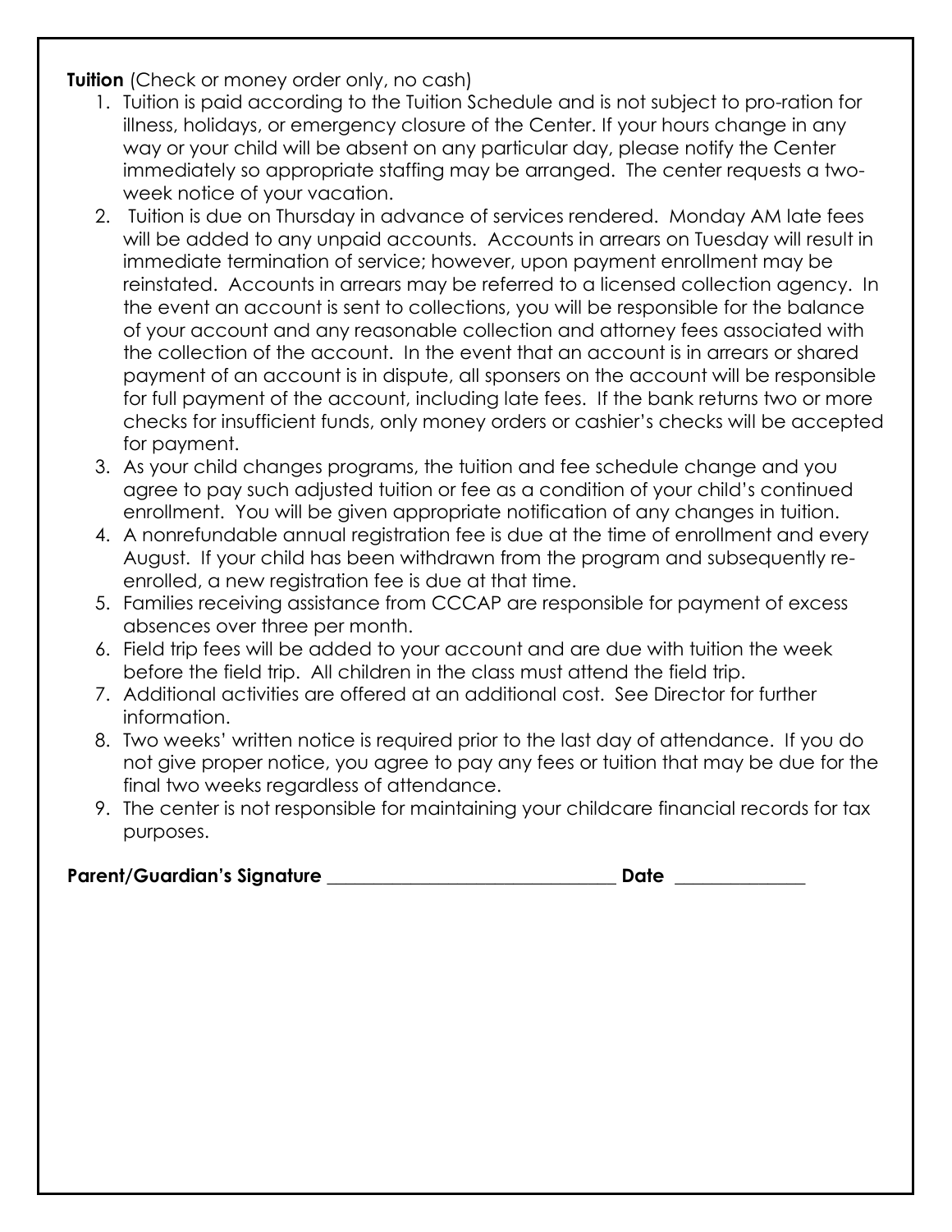**Tuition** (Check or money order only, no cash)

1. Tuition is paid according to the Tuition Schedule and is not subject to pro-ration for illness, holidays, or emergency closure of the Center. If your hours change in any way or your child will be absent on any particular day, please notify the Center immediately so appropriate staffing may be arranged. The center requests a two-week notice of your vacation.
2. Tuition is due on Thursday in advance of services rendered. Monday AM late fees will be added to any unpaid accounts. Accounts in arrears on Tuesday will result in immediate termination of service; however, upon payment enrollment may be reinstated. Accounts in arrears may be referred to a licensed collection agency. In the event an account is sent to collections, you will be responsible for the balance of your account and any reasonable collection and attorney fees associated with the collection of the account. In the event that an account is in arrears or shared payment of an account is in dispute, all sponsers on the account will be responsible for full payment of the account, including late fees. If the bank returns two or more checks for insufficient funds, only money orders or cashier's checks will be accepted for payment.
3. As your child changes programs, the tuition and fee schedule change and you agree to pay such adjusted tuition or fee as a condition of your child's continued enrollment. You will be given appropriate notification of any changes in tuition.
4. A nonrefundable annual registration fee is due at the time of enrollment and every August. If your child has been withdrawn from the program and subsequently re-enrolled, a new registration fee is due at that time.
5. Families receiving assistance from CCCAP are responsible for payment of excess absences over three per month.
6. Field trip fees will be added to your account and are due with tuition the week before the field trip. All children in the class must attend the field trip.
7. Additional activities are offered at an additional cost. See Director for further information.
8. Two weeks' written notice is required prior to the last day of attendance. If you do not give proper notice, you agree to pay any fees or tuition that may be due for the final two weeks regardless of attendance.
9. The center is not responsible for maintaining your childcare financial records for tax purposes.

**Parent/Guardian's Signature** ________________________________ **Date** ______________